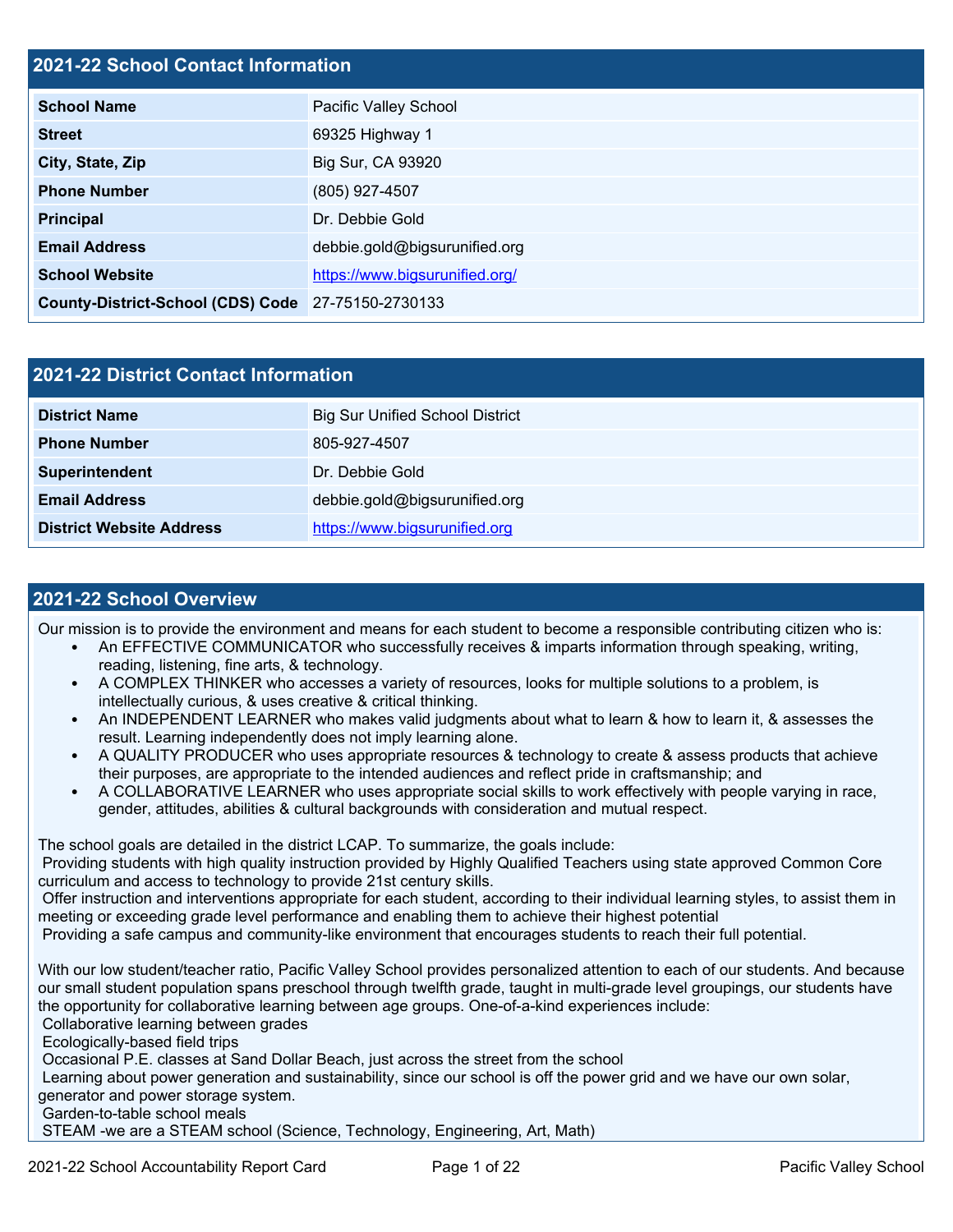## 2021-22 School Contact Information

| | |
|---|---|
| **School Name** | Pacific Valley School |
| **Street** | 69325 Highway 1 |
| **City, State, Zip** | Big Sur, CA 93920 |
| **Phone Number** | (805) 927-4507 |
| **Principal** | Dr. Debbie Gold |
| **Email Address** | debbie.gold@bigsurunified.org |
| **School Website** | https://www.bigsurunified.org/ |
| **County-District-School (CDS) Code** | 27-75150-2730133 |

## 2021-22 District Contact Information

| | |
|---|---|
| **District Name** | Big Sur Unified School District |
| **Phone Number** | 805-927-4507 |
| **Superintendent** | Dr. Debbie Gold |
| **Email Address** | debbie.gold@bigsurunified.org |
| **District Website Address** | https://www.bigsurunified.org |

## 2021-22 School Overview

Our mission is to provide the environment and means for each student to become a responsible contributing citizen who is:

- An EFFECTIVE COMMUNICATOR who successfully receives & imparts information through speaking, writing, reading, listening, fine arts, & technology.
- A COMPLEX THINKER who accesses a variety of resources, looks for multiple solutions to a problem, is intellectually curious, & uses creative & critical thinking.
- An INDEPENDENT LEARNER who makes valid judgments about what to learn & how to learn it, & assesses the result. Learning independently does not imply learning alone.
- A QUALITY PRODUCER who uses appropriate resources & technology to create & assess products that achieve their purposes, are appropriate to the intended audiences and reflect pride in craftsmanship; and
- A COLLABORATIVE LEARNER who uses appropriate social skills to work effectively with people varying in race, gender, attitudes, abilities & cultural backgrounds with consideration and mutual respect.

The school goals are detailed in the district LCAP. To summarize, the goals include:
Providing students with high quality instruction provided by Highly Qualified Teachers using state approved Common Core curriculum and access to technology to provide 21st century skills.
Offer instruction and interventions appropriate for each student, according to their individual learning styles, to assist them in meeting or exceeding grade level performance and enabling them to achieve their highest potential
Providing a safe campus and community-like environment that encourages students to reach their full potential.

With our low student/teacher ratio, Pacific Valley School provides personalized attention to each of our students. And because our small student population spans preschool through twelfth grade, taught in multi-grade level groupings, our students have the opportunity for collaborative learning between age groups. One-of-a-kind experiences include:
Collaborative learning between grades
Ecologically-based field trips
Occasional P.E. classes at Sand Dollar Beach, just across the street from the school
Learning about power generation and sustainability, since our school is off the power grid and we have our own solar, generator and power storage system.
Garden-to-table school meals
STEAM -we are a STEAM school (Science, Technology, Engineering, Art, Math)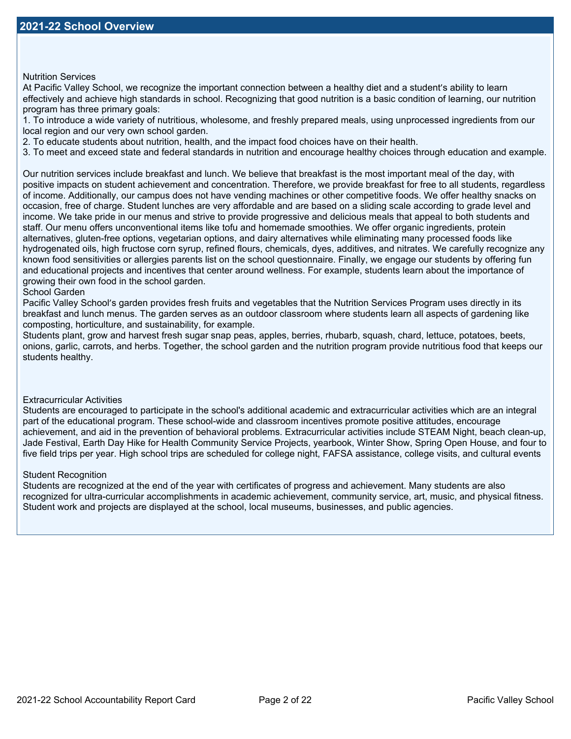## 2021-22 School Overview

Nutrition Services

At Pacific Valley School, we recognize the important connection between a healthy diet and a student's ability to learn effectively and achieve high standards in school. Recognizing that good nutrition is a basic condition of learning, our nutrition program has three primary goals:

1. To introduce a wide variety of nutritious, wholesome, and freshly prepared meals, using unprocessed ingredients from our local region and our very own school garden.
2. To educate students about nutrition, health, and the impact food choices have on their health.
3. To meet and exceed state and federal standards in nutrition and encourage healthy choices through education and example.

Our nutrition services include breakfast and lunch. We believe that breakfast is the most important meal of the day, with positive impacts on student achievement and concentration. Therefore, we provide breakfast for free to all students, regardless of income. Additionally, our campus does not have vending machines or other competitive foods. We offer healthy snacks on occasion, free of charge. Student lunches are very affordable and are based on a sliding scale according to grade level and income. We take pride in our menus and strive to provide progressive and delicious meals that appeal to both students and staff. Our menu offers unconventional items like tofu and homemade smoothies. We offer organic ingredients, protein alternatives, gluten-free options, vegetarian options, and dairy alternatives while eliminating many processed foods like hydrogenated oils, high fructose corn syrup, refined flours, chemicals, dyes, additives, and nitrates. We carefully recognize any known food sensitivities or allergies parents list on the school questionnaire. Finally, we engage our students by offering fun and educational projects and incentives that center around wellness. For example, students learn about the importance of growing their own food in the school garden.

School Garden

Pacific Valley School's garden provides fresh fruits and vegetables that the Nutrition Services Program uses directly in its breakfast and lunch menus. The garden serves as an outdoor classroom where students learn all aspects of gardening like composting, horticulture, and sustainability, for example.

Students plant, grow and harvest fresh sugar snap peas, apples, berries, rhubarb, squash, chard, lettuce, potatoes, beets, onions, garlic, carrots, and herbs. Together, the school garden and the nutrition program provide nutritious food that keeps our students healthy.

Extracurricular Activities

Students are encouraged to participate in the school's additional academic and extracurricular activities which are an integral part of the educational program. These school-wide and classroom incentives promote positive attitudes, encourage achievement, and aid in the prevention of behavioral problems. Extracurricular activities include STEAM Night, beach clean-up, Jade Festival, Earth Day Hike for Health Community Service Projects, yearbook, Winter Show, Spring Open House, and four to five field trips per year. High school trips are scheduled for college night, FAFSA assistance, college visits, and cultural events

Student Recognition

Students are recognized at the end of the year with certificates of progress and achievement. Many students are also recognized for ultra-curricular accomplishments in academic achievement, community service, art, music, and physical fitness. Student work and projects are displayed at the school, local museums, businesses, and public agencies.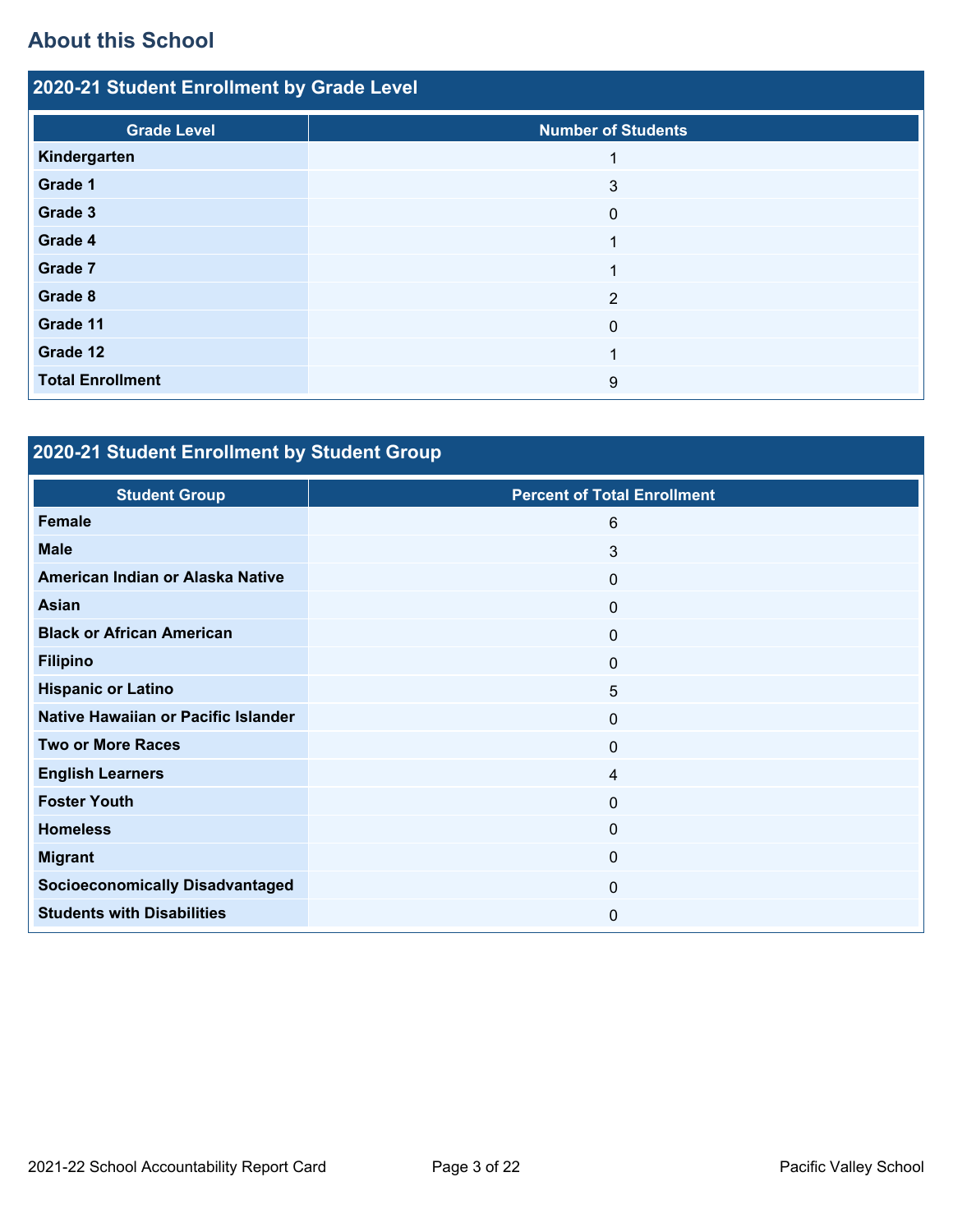## About this School

### 2020-21 Student Enrollment by Grade Level

| Grade Level | Number of Students |
|---|---|
| **Kindergarten** | 1 |
| **Grade 1** | 3 |
| **Grade 3** | 0 |
| **Grade 4** | 1 |
| **Grade 7** | 1 |
| **Grade 8** | 2 |
| **Grade 11** | 0 |
| **Grade 12** | 1 |
| **Total Enrollment** | 9 |

### 2020-21 Student Enrollment by Student Group

| Student Group | Percent of Total Enrollment |
|---|---|
| **Female** | 6 |
| **Male** | 3 |
| **American Indian or Alaska Native** | 0 |
| **Asian** | 0 |
| **Black or African American** | 0 |
| **Filipino** | 0 |
| **Hispanic or Latino** | 5 |
| **Native Hawaiian or Pacific Islander** | 0 |
| **Two or More Races** | 0 |
| **English Learners** | 4 |
| **Foster Youth** | 0 |
| **Homeless** | 0 |
| **Migrant** | 0 |
| **Socioeconomically Disadvantaged** | 0 |
| **Students with Disabilities** | 0 |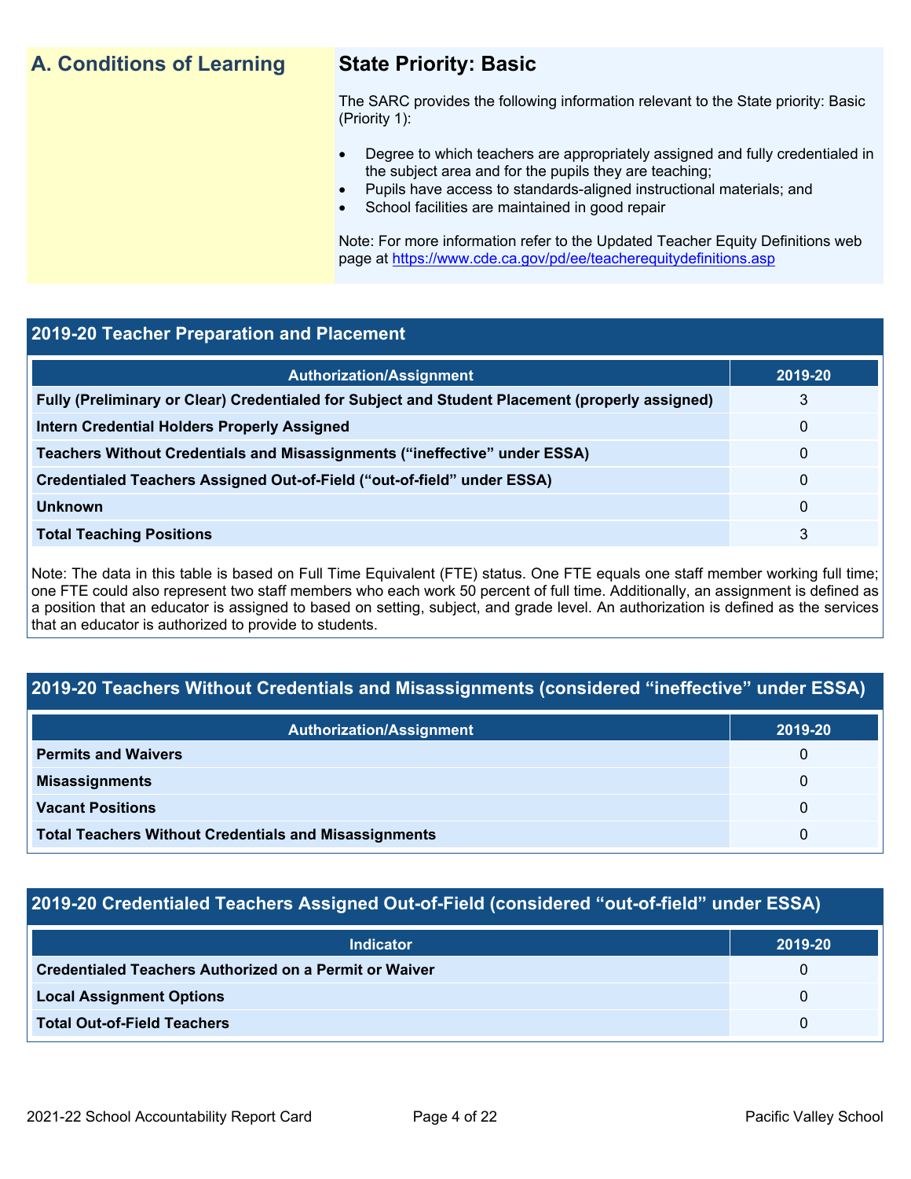## A. Conditions of Learning

### State Priority: Basic

The SARC provides the following information relevant to the State priority: Basic (Priority 1):

- Degree to which teachers are appropriately assigned and fully credentialed in the subject area and for the pupils they are teaching;
- Pupils have access to standards-aligned instructional materials; and
- School facilities are maintained in good repair

Note: For more information refer to the Updated Teacher Equity Definitions web page at https://www.cde.ca.gov/pd/ee/teacherequitydefinitions.asp

### 2019-20 Teacher Preparation and Placement

| Authorization/Assignment | 2019-20 |
|---|---|
| Fully (Preliminary or Clear) Credentialed for Subject and Student Placement (properly assigned) | 3 |
| Intern Credential Holders Properly Assigned | 0 |
| Teachers Without Credentials and Misassignments (“ineffective” under ESSA) | 0 |
| Credentialed Teachers Assigned Out-of-Field (“out-of-field” under ESSA) | 0 |
| Unknown | 0 |
| Total Teaching Positions | 3 |

Note: The data in this table is based on Full Time Equivalent (FTE) status. One FTE equals one staff member working full time; one FTE could also represent two staff members who each work 50 percent of full time. Additionally, an assignment is defined as a position that an educator is assigned to based on setting, subject, and grade level. An authorization is defined as the services that an educator is authorized to provide to students.

### 2019-20 Teachers Without Credentials and Misassignments (considered “ineffective” under ESSA)

| Authorization/Assignment | 2019-20 |
|---|---|
| Permits and Waivers | 0 |
| Misassignments | 0 |
| Vacant Positions | 0 |
| Total Teachers Without Credentials and Misassignments | 0 |

### 2019-20 Credentialed Teachers Assigned Out-of-Field (considered “out-of-field” under ESSA)

| Indicator | 2019-20 |
|---|---|
| Credentialed Teachers Authorized on a Permit or Waiver | 0 |
| Local Assignment Options | 0 |
| Total Out-of-Field Teachers | 0 |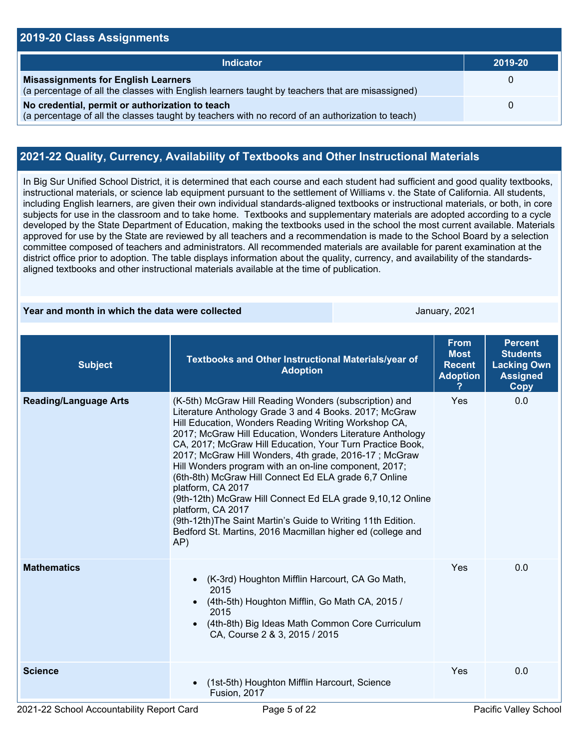## 2019-20 Class Assignments

| Indicator | 2019-20 |
|---|---|
| **Misassignments for English Learners** (a percentage of all the classes with English learners taught by teachers that are misassigned) | 0 |
| **No credential, permit or authorization to teach** (a percentage of all the classes taught by teachers with no record of an authorization to teach) | 0 |

## 2021-22 Quality, Currency, Availability of Textbooks and Other Instructional Materials

In Big Sur Unified School District, it is determined that each course and each student had sufficient and good quality textbooks, instructional materials, or science lab equipment pursuant to the settlement of Williams v. the State of California. All students, including English learners, are given their own individual standards-aligned textbooks or instructional materials, or both, in core subjects for use in the classroom and to take home. Textbooks and supplementary materials are adopted according to a cycle developed by the State Department of Education, making the textbooks used in the school the most current available. Materials approved for use by the State are reviewed by all teachers and a recommendation is made to the School Board by a selection committee composed of teachers and administrators. All recommended materials are available for parent examination at the district office prior to adoption. The table displays information about the quality, currency, and availability of the standards-aligned textbooks and other instructional materials available at the time of publication.

| Year and month in which the data were collected | January, 2021 |
|---|---|

| Subject | Textbooks and Other Instructional Materials/year of Adoption | From Most Recent Adoption ? | Percent Students Lacking Own Assigned Copy |
|---|---|---|---|
| **Reading/Language Arts** | (K-5th) McGraw Hill Reading Wonders (subscription) and Literature Anthology Grade 3 and 4 Books. 2017; McGraw Hill Education, Wonders Reading Writing Workshop CA, 2017; McGraw Hill Education, Wonders Literature Anthology CA, 2017; McGraw Hill Education, Your Turn Practice Book, 2017; McGraw Hill Wonders, 4th grade, 2016-17 ; McGraw Hill Wonders program with an on-line component, 2017; (6th-8th) McGraw Hill Connect Ed ELA grade 6,7 Online platform, CA 2017 (9th-12th) McGraw Hill Connect Ed ELA grade 9,10,12 Online platform, CA 2017 (9th-12th)The Saint Martin's Guide to Writing 11th Edition. Bedford St. Martins, 2016 Macmillan higher ed (college and AP) | Yes | 0.0 |
| **Mathematics** | • (K-3rd) Houghton Mifflin Harcourt, CA Go Math, 2015<br>• (4th-5th) Houghton Mifflin, Go Math CA, 2015 / 2015<br>• (4th-8th) Big Ideas Math Common Core Curriculum CA, Course 2 & 3, 2015 / 2015 | Yes | 0.0 |
| **Science** | • (1st-5th) Houghton Mifflin Harcourt, Science Fusion, 2017 | Yes | 0.0 |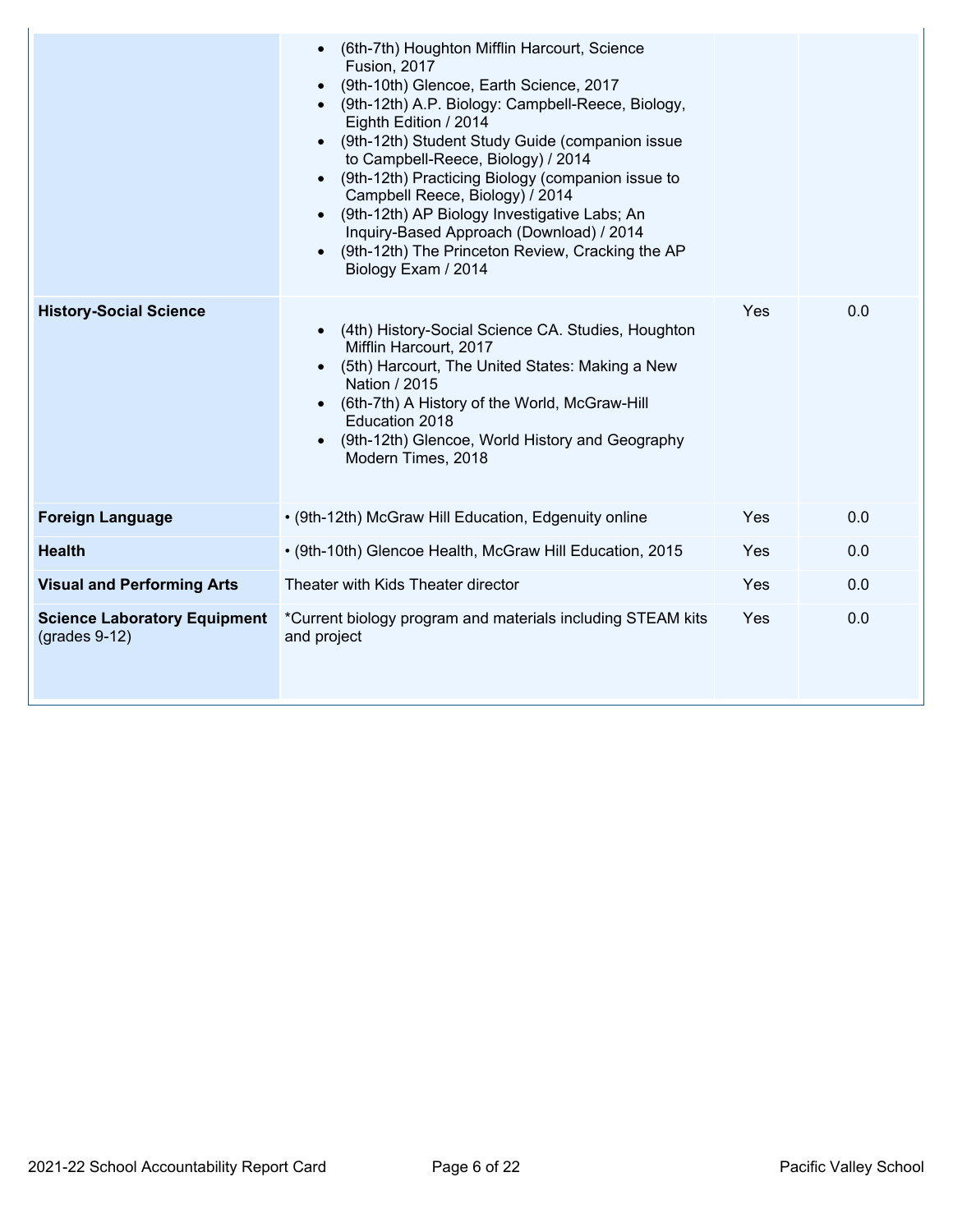| | | | |
|---|---|---|---|
| | • (6th-7th) Houghton Mifflin Harcourt, Science Fusion, 2017<br>• (9th-10th) Glencoe, Earth Science, 2017<br>• (9th-12th) A.P. Biology: Campbell-Reece, Biology, Eighth Edition / 2014<br>• (9th-12th) Student Study Guide (companion issue to Campbell-Reece, Biology) / 2014<br>• (9th-12th) Practicing Biology (companion issue to Campbell Reece, Biology) / 2014<br>• (9th-12th) AP Biology Investigative Labs; An Inquiry-Based Approach (Download) / 2014<br>• (9th-12th) The Princeton Review, Cracking the AP Biology Exam / 2014 | | |
| **History-Social Science** | • (4th) History-Social Science CA. Studies, Houghton Mifflin Harcourt, 2017<br>• (5th) Harcourt, The United States: Making a New Nation / 2015<br>• (6th-7th) A History of the World, McGraw-Hill Education 2018<br>• (9th-12th) Glencoe, World History and Geography Modern Times, 2018 | Yes | 0.0 |
| **Foreign Language** | • (9th-12th) McGraw Hill Education, Edgenuity online | Yes | 0.0 |
| **Health** | • (9th-10th) Glencoe Health, McGraw Hill Education, 2015 | Yes | 0.0 |
| **Visual and Performing Arts** | Theater with Kids Theater director | Yes | 0.0 |
| **Science Laboratory Equipment** (grades 9-12) | *Current biology program and materials including STEAM kits and project | Yes | 0.0 |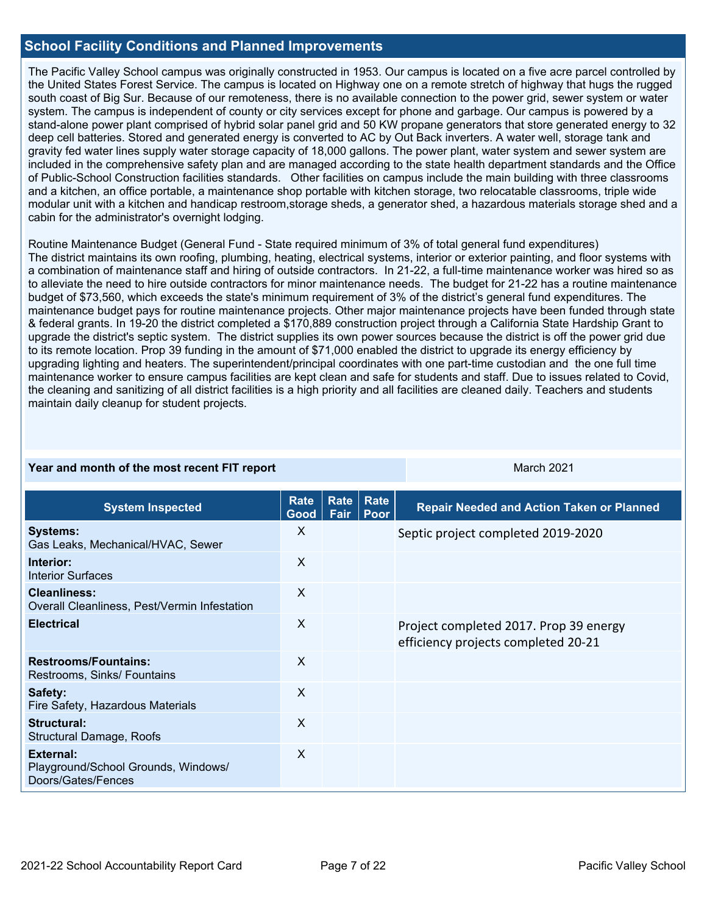## School Facility Conditions and Planned Improvements

The Pacific Valley School campus was originally constructed in 1953. Our campus is located on a five acre parcel controlled by the United States Forest Service. The campus is located on Highway one on a remote stretch of highway that hugs the rugged south coast of Big Sur. Because of our remoteness, there is no available connection to the power grid, sewer system or water system. The campus is independent of county or city services except for phone and garbage. Our campus is powered by a stand-alone power plant comprised of hybrid solar panel grid and 50 KW propane generators that store generated energy to 32 deep cell batteries. Stored and generated energy is converted to AC by Out Back inverters. A water well, storage tank and gravity fed water lines supply water storage capacity of 18,000 gallons. The power plant, water system and sewer system are included in the comprehensive safety plan and are managed according to the state health department standards and the Office of Public-School Construction facilities standards.   Other facilities on campus include the main building with three classrooms and a kitchen, an office portable, a maintenance shop portable with kitchen storage, two relocatable classrooms, triple wide modular unit with a kitchen and handicap restroom,storage sheds, a generator shed, a hazardous materials storage shed and a cabin for the administrator's overnight lodging.

Routine Maintenance Budget (General Fund - State required minimum of 3% of total general fund expenditures)
The district maintains its own roofing, plumbing, heating, electrical systems, interior or exterior painting, and floor systems with a combination of maintenance staff and hiring of outside contractors.  In 21-22, a full-time maintenance worker was hired so as to alleviate the need to hire outside contractors for minor maintenance needs.  The budget for 21-22 has a routine maintenance budget of $73,560, which exceeds the state's minimum requirement of 3% of the district's general fund expenditures. The maintenance budget pays for routine maintenance projects. Other major maintenance projects have been funded through state & federal grants. In 19-20 the district completed a $170,889 construction project through a California State Hardship Grant to upgrade the district's septic system.  The district supplies its own power sources because the district is off the power grid due to its remote location. Prop 39 funding in the amount of $71,000 enabled the district to upgrade its energy efficiency by upgrading lighting and heaters. The superintendent/principal coordinates with one part-time custodian and  the one full time maintenance worker to ensure campus facilities are kept clean and safe for students and staff. Due to issues related to Covid, the cleaning and sanitizing of all district facilities is a high priority and all facilities are cleaned daily. Teachers and students maintain daily cleanup for student projects.

| Year and month of the most recent FIT report | March 2021 |
|---|---|

| System Inspected | Rate Good | Rate Fair | Rate Poor | Repair Needed and Action Taken or Planned |
|---|---|---|---|---|
| **Systems:** Gas Leaks, Mechanical/HVAC, Sewer | X | | | Septic project completed 2019-2020 |
| **Interior:** Interior Surfaces | X | | | |
| **Cleanliness:** Overall Cleanliness, Pest/Vermin Infestation | X | | | |
| **Electrical** | X | | | Project completed 2017. Prop 39 energy efficiency projects completed 20-21 |
| **Restrooms/Fountains:** Restrooms, Sinks/ Fountains | X | | | |
| **Safety:** Fire Safety, Hazardous Materials | X | | | |
| **Structural:** Structural Damage, Roofs | X | | | |
| **External:** Playground/School Grounds, Windows/ Doors/Gates/Fences | X | | | |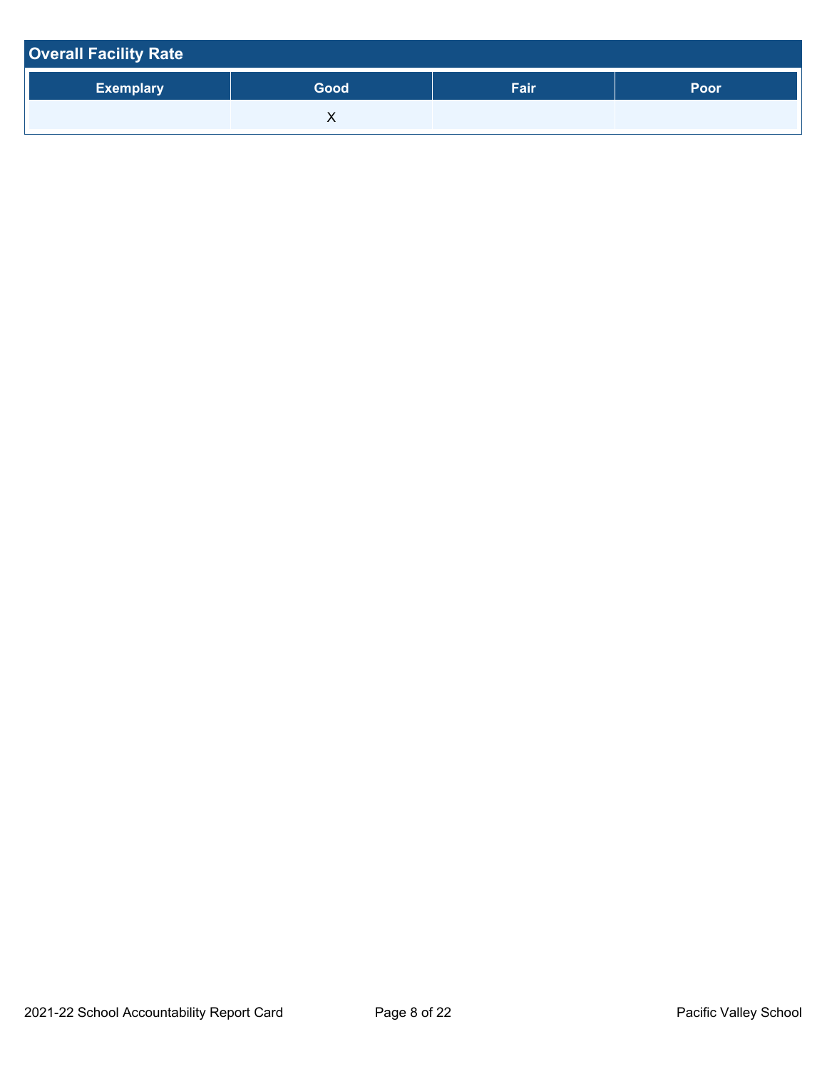## Overall Facility Rate

| Exemplary | Good | Fair | Poor |
|---|---|---|---|
| | X | | |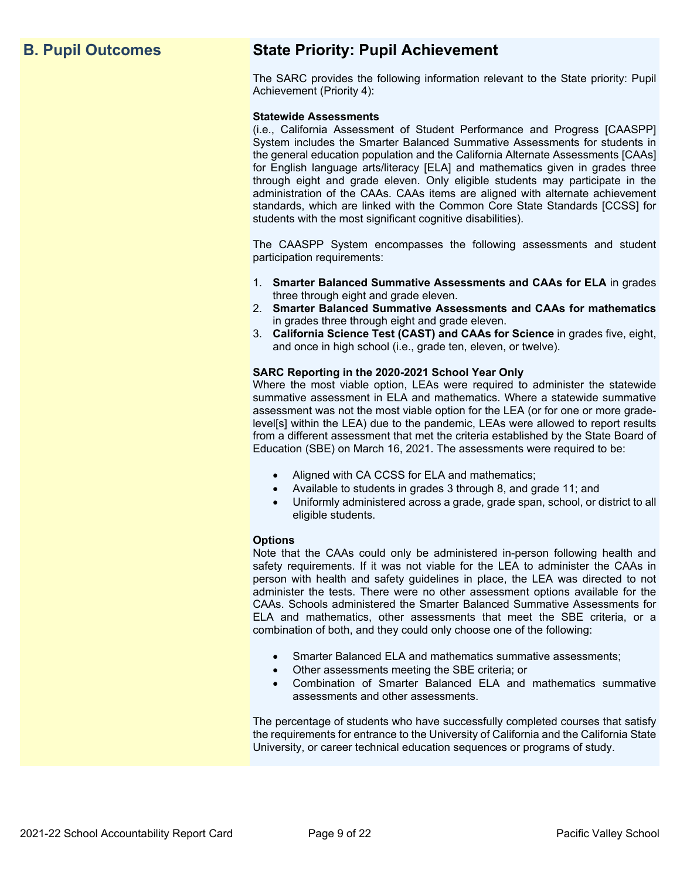## B. Pupil Outcomes

## State Priority: Pupil Achievement

The SARC provides the following information relevant to the State priority: Pupil Achievement (Priority 4):

**Statewide Assessments**
(i.e., California Assessment of Student Performance and Progress [CAASPP] System includes the Smarter Balanced Summative Assessments for students in the general education population and the California Alternate Assessments [CAAs] for English language arts/literacy [ELA] and mathematics given in grades three through eight and grade eleven. Only eligible students may participate in the administration of the CAAs. CAAs items are aligned with alternate achievement standards, which are linked with the Common Core State Standards [CCSS] for students with the most significant cognitive disabilities).

The CAASPP System encompasses the following assessments and student participation requirements:

1. **Smarter Balanced Summative Assessments and CAAs for ELA** in grades three through eight and grade eleven.
2. **Smarter Balanced Summative Assessments and CAAs for mathematics** in grades three through eight and grade eleven.
3. **California Science Test (CAST) and CAAs for Science** in grades five, eight, and once in high school (i.e., grade ten, eleven, or twelve).

**SARC Reporting in the 2020-2021 School Year Only**
Where the most viable option, LEAs were required to administer the statewide summative assessment in ELA and mathematics. Where a statewide summative assessment was not the most viable option for the LEA (or for one or more grade-level[s] within the LEA) due to the pandemic, LEAs were allowed to report results from a different assessment that met the criteria established by the State Board of Education (SBE) on March 16, 2021. The assessments were required to be:

- Aligned with CA CCSS for ELA and mathematics;
- Available to students in grades 3 through 8, and grade 11; and
- Uniformly administered across a grade, grade span, school, or district to all eligible students.

**Options**
Note that the CAAs could only be administered in-person following health and safety requirements. If it was not viable for the LEA to administer the CAAs in person with health and safety guidelines in place, the LEA was directed to not administer the tests. There were no other assessment options available for the CAAs. Schools administered the Smarter Balanced Summative Assessments for ELA and mathematics, other assessments that meet the SBE criteria, or a combination of both, and they could only choose one of the following:

- Smarter Balanced ELA and mathematics summative assessments;
- Other assessments meeting the SBE criteria; or
- Combination of Smarter Balanced ELA and mathematics summative assessments and other assessments.

The percentage of students who have successfully completed courses that satisfy the requirements for entrance to the University of California and the California State University, or career technical education sequences or programs of study.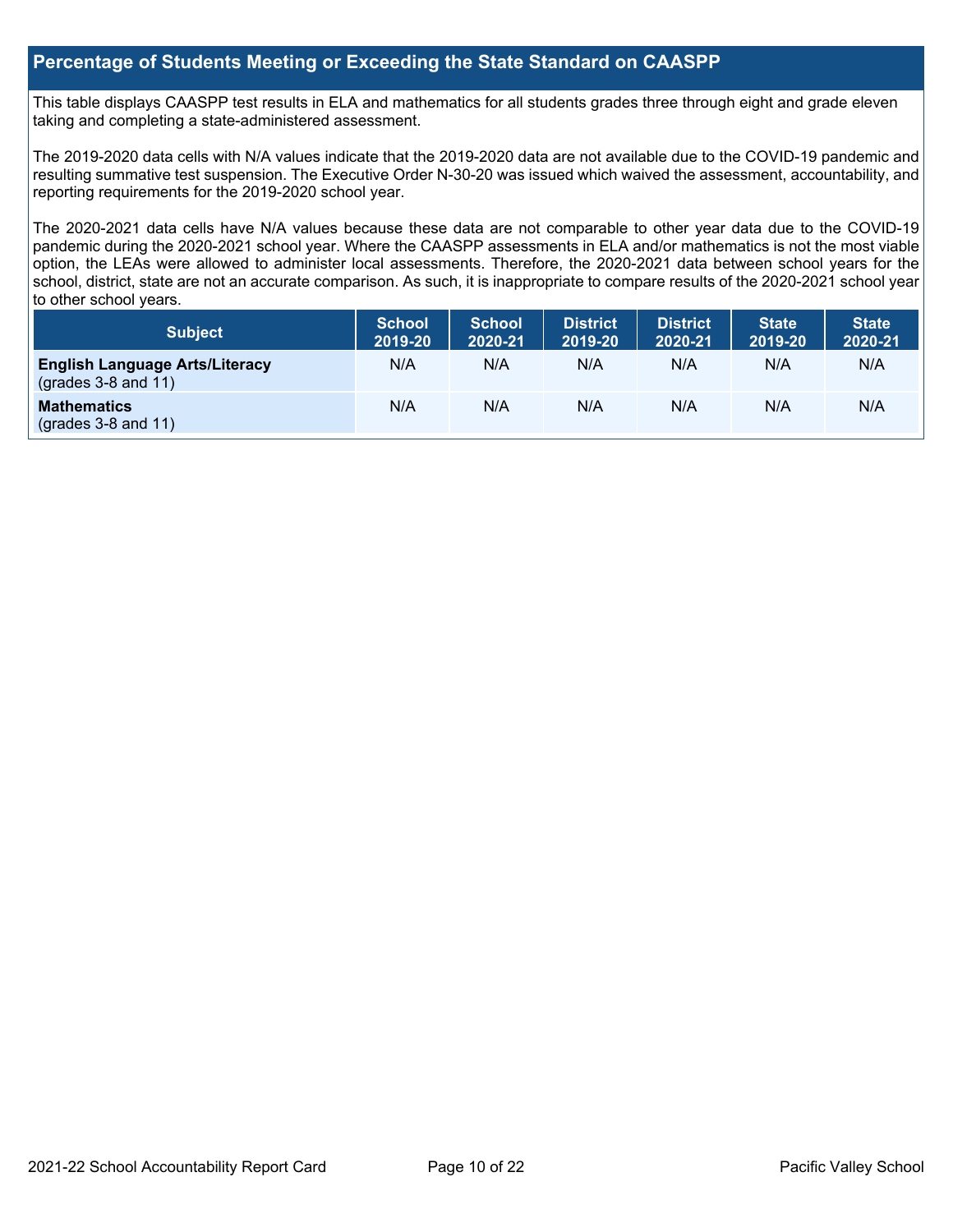## Percentage of Students Meeting or Exceeding the State Standard on CAASPP

This table displays CAASPP test results in ELA and mathematics for all students grades three through eight and grade eleven taking and completing a state-administered assessment.

The 2019-2020 data cells with N/A values indicate that the 2019-2020 data are not available due to the COVID-19 pandemic and resulting summative test suspension. The Executive Order N-30-20 was issued which waived the assessment, accountability, and reporting requirements for the 2019-2020 school year.

The 2020-2021 data cells have N/A values because these data are not comparable to other year data due to the COVID-19 pandemic during the 2020-2021 school year. Where the CAASPP assessments in ELA and/or mathematics is not the most viable option, the LEAs were allowed to administer local assessments. Therefore, the 2020-2021 data between school years for the school, district, state are not an accurate comparison. As such, it is inappropriate to compare results of the 2020-2021 school year to other school years.

| Subject | School 2019-20 | School 2020-21 | District 2019-20 | District 2020-21 | State 2019-20 | State 2020-21 |
|---|---|---|---|---|---|---|
| **English Language Arts/Literacy** (grades 3-8 and 11) | N/A | N/A | N/A | N/A | N/A | N/A |
| **Mathematics** (grades 3-8 and 11) | N/A | N/A | N/A | N/A | N/A | N/A |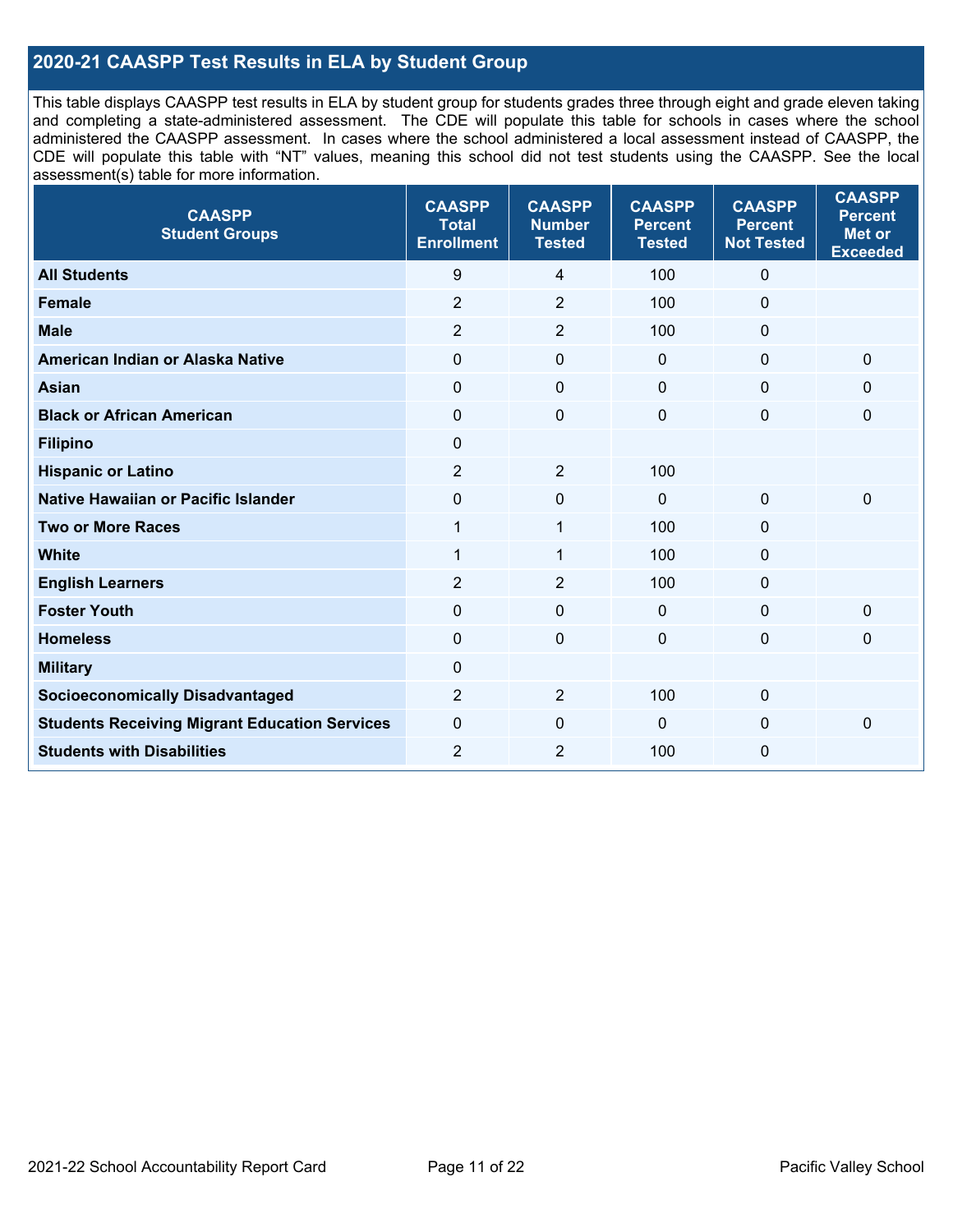## 2020-21 CAASPP Test Results in ELA by Student Group

This table displays CAASPP test results in ELA by student group for students grades three through eight and grade eleven taking and completing a state-administered assessment. The CDE will populate this table for schools in cases where the school administered the CAASPP assessment. In cases where the school administered a local assessment instead of CAASPP, the CDE will populate this table with "NT" values, meaning this school did not test students using the CAASPP. See the local assessment(s) table for more information.

| CAASPP Student Groups | CAASPP Total Enrollment | CAASPP Number Tested | CAASPP Percent Tested | CAASPP Percent Not Tested | CAASPP Percent Met or Exceeded |
|---|---|---|---|---|---|
| **All Students** | 9 | 4 | 100 | 0 | |
| **Female** | 2 | 2 | 100 | 0 | |
| **Male** | 2 | 2 | 100 | 0 | |
| **American Indian or Alaska Native** | 0 | 0 | 0 | 0 | 0 |
| **Asian** | 0 | 0 | 0 | 0 | 0 |
| **Black or African American** | 0 | 0 | 0 | 0 | 0 |
| **Filipino** | 0 | | | | |
| **Hispanic or Latino** | 2 | 2 | 100 | | |
| **Native Hawaiian or Pacific Islander** | 0 | 0 | 0 | 0 | 0 |
| **Two or More Races** | 1 | 1 | 100 | 0 | |
| **White** | 1 | 1 | 100 | 0 | |
| **English Learners** | 2 | 2 | 100 | 0 | |
| **Foster Youth** | 0 | 0 | 0 | 0 | 0 |
| **Homeless** | 0 | 0 | 0 | 0 | 0 |
| **Military** | 0 | | | | |
| **Socioeconomically Disadvantaged** | 2 | 2 | 100 | 0 | |
| **Students Receiving Migrant Education Services** | 0 | 0 | 0 | 0 | 0 |
| **Students with Disabilities** | 2 | 2 | 100 | 0 | |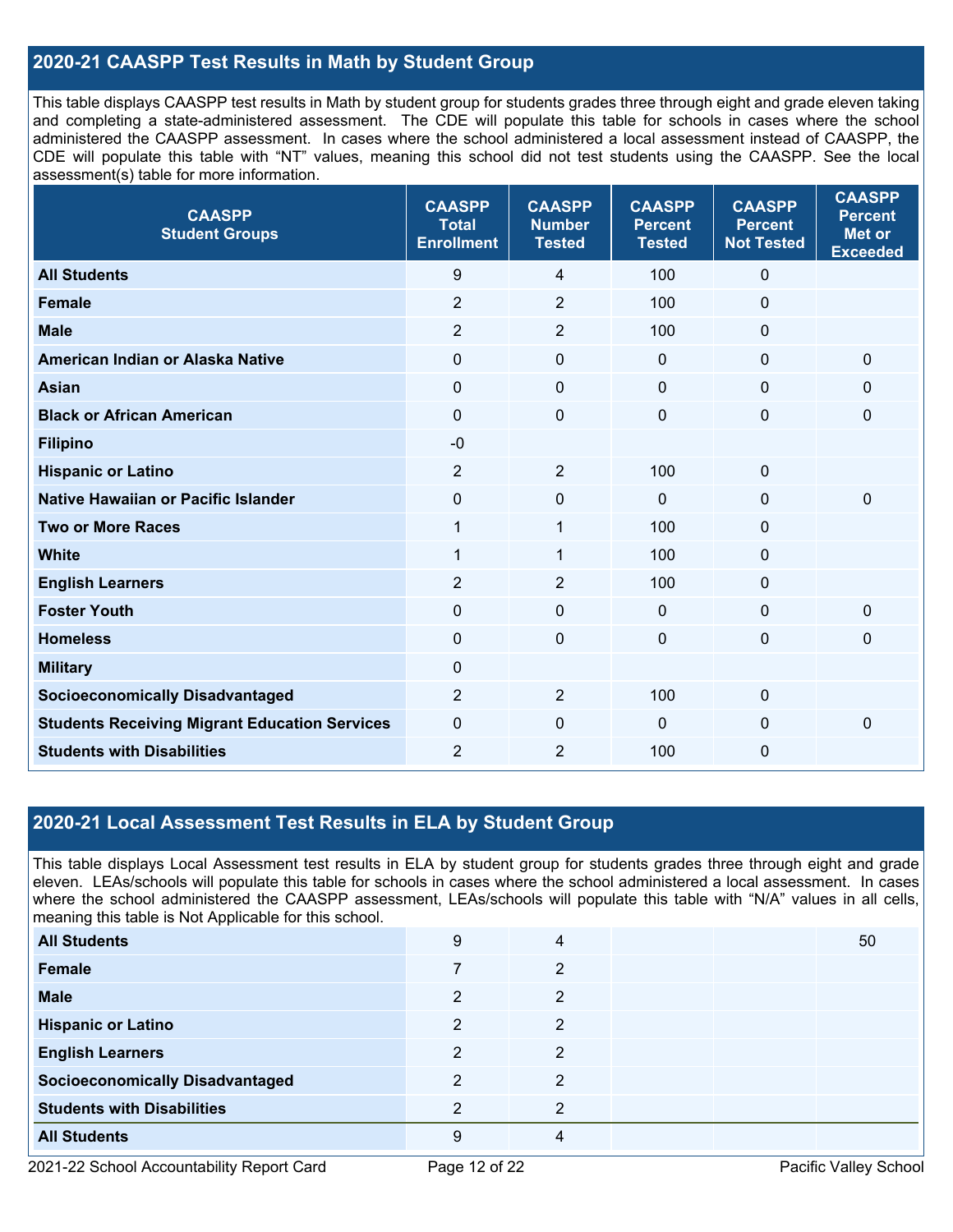## 2020-21 CAASPP Test Results in Math by Student Group

This table displays CAASPP test results in Math by student group for students grades three through eight and grade eleven taking and completing a state-administered assessment. The CDE will populate this table for schools in cases where the school administered the CAASPP assessment. In cases where the school administered a local assessment instead of CAASPP, the CDE will populate this table with "NT" values, meaning this school did not test students using the CAASPP. See the local assessment(s) table for more information.

| CAASPP Student Groups | CAASPP Total Enrollment | CAASPP Number Tested | CAASPP Percent Tested | CAASPP Percent Not Tested | CAASPP Percent Met or Exceeded |
|---|---|---|---|---|---|
| **All Students** | 9 | 4 | 100 | 0 | |
| **Female** | 2 | 2 | 100 | 0 | |
| **Male** | 2 | 2 | 100 | 0 | |
| **American Indian or Alaska Native** | 0 | 0 | 0 | 0 | 0 |
| **Asian** | 0 | 0 | 0 | 0 | 0 |
| **Black or African American** | 0 | 0 | 0 | 0 | 0 |
| **Filipino** | -0 | | | | |
| **Hispanic or Latino** | 2 | 2 | 100 | 0 | |
| **Native Hawaiian or Pacific Islander** | 0 | 0 | 0 | 0 | 0 |
| **Two or More Races** | 1 | 1 | 100 | 0 | |
| **White** | 1 | 1 | 100 | 0 | |
| **English Learners** | 2 | 2 | 100 | 0 | |
| **Foster Youth** | 0 | 0 | 0 | 0 | 0 |
| **Homeless** | 0 | 0 | 0 | 0 | 0 |
| **Military** | 0 | | | | |
| **Socioeconomically Disadvantaged** | 2 | 2 | 100 | 0 | |
| **Students Receiving Migrant Education Services** | 0 | 0 | 0 | 0 | 0 |
| **Students with Disabilities** | 2 | 2 | 100 | 0 | |

## 2020-21 Local Assessment Test Results in ELA by Student Group

This table displays Local Assessment test results in ELA by student group for students grades three through eight and grade eleven. LEAs/schools will populate this table for schools in cases where the school administered a local assessment. In cases where the school administered the CAASPP assessment, LEAs/schools will populate this table with "N/A" values in all cells, meaning this table is Not Applicable for this school.

| | | | | | |
|---|---|---|---|---|---|
| **All Students** | 9 | 4 | | | 50 |
| **Female** | 7 | 2 | | | |
| **Male** | 2 | 2 | | | |
| **Hispanic or Latino** | 2 | 2 | | | |
| **English Learners** | 2 | 2 | | | |
| **Socioeconomically Disadvantaged** | 2 | 2 | | | |
| **Students with Disabilities** | 2 | 2 | | | |
| **All Students** | 9 | 4 | | | |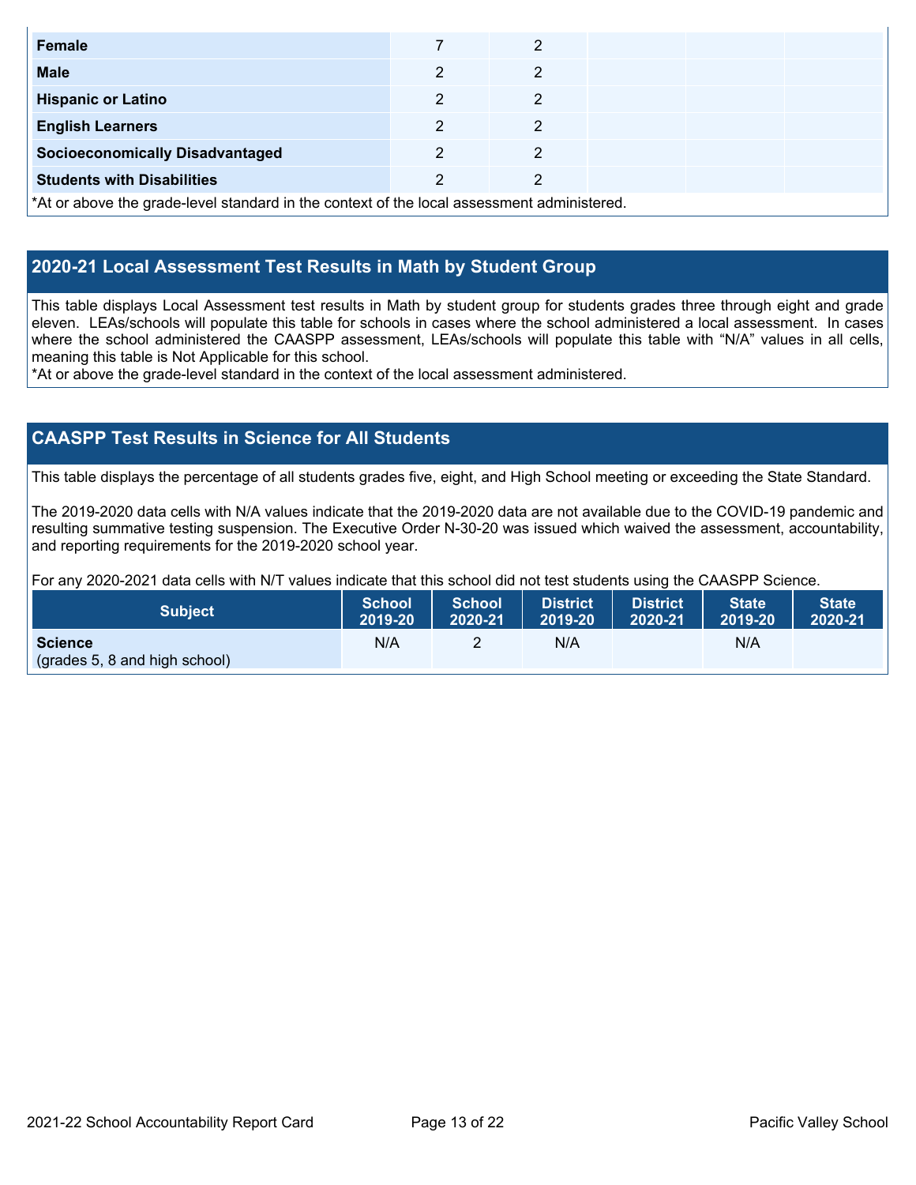| | | | | | |
|---|---|---|---|---|---|
| **Female** | 7 | 2 | | | |
| **Male** | 2 | 2 | | | |
| **Hispanic or Latino** | 2 | 2 | | | |
| **English Learners** | 2 | 2 | | | |
| **Socioeconomically Disadvantaged** | 2 | 2 | | | |
| **Students with Disabilities** | 2 | 2 | | | |

*At or above the grade-level standard in the context of the local assessment administered.

## 2020-21 Local Assessment Test Results in Math by Student Group

This table displays Local Assessment test results in Math by student group for students grades three through eight and grade eleven. LEAs/schools will populate this table for schools in cases where the school administered a local assessment. In cases where the school administered the CAASPP assessment, LEAs/schools will populate this table with "N/A" values in all cells, meaning this table is Not Applicable for this school.

*At or above the grade-level standard in the context of the local assessment administered.

## CAASPP Test Results in Science for All Students

This table displays the percentage of all students grades five, eight, and High School meeting or exceeding the State Standard.

The 2019-2020 data cells with N/A values indicate that the 2019-2020 data are not available due to the COVID-19 pandemic and resulting summative testing suspension. The Executive Order N-30-20 was issued which waived the assessment, accountability, and reporting requirements for the 2019-2020 school year.

For any 2020-2021 data cells with N/T values indicate that this school did not test students using the CAASPP Science.

| Subject | School 2019-20 | School 2020-21 | District 2019-20 | District 2020-21 | State 2019-20 | State 2020-21 |
|---|---|---|---|---|---|---|
| **Science** (grades 5, 8 and high school) | N/A | 2 | N/A | | N/A | |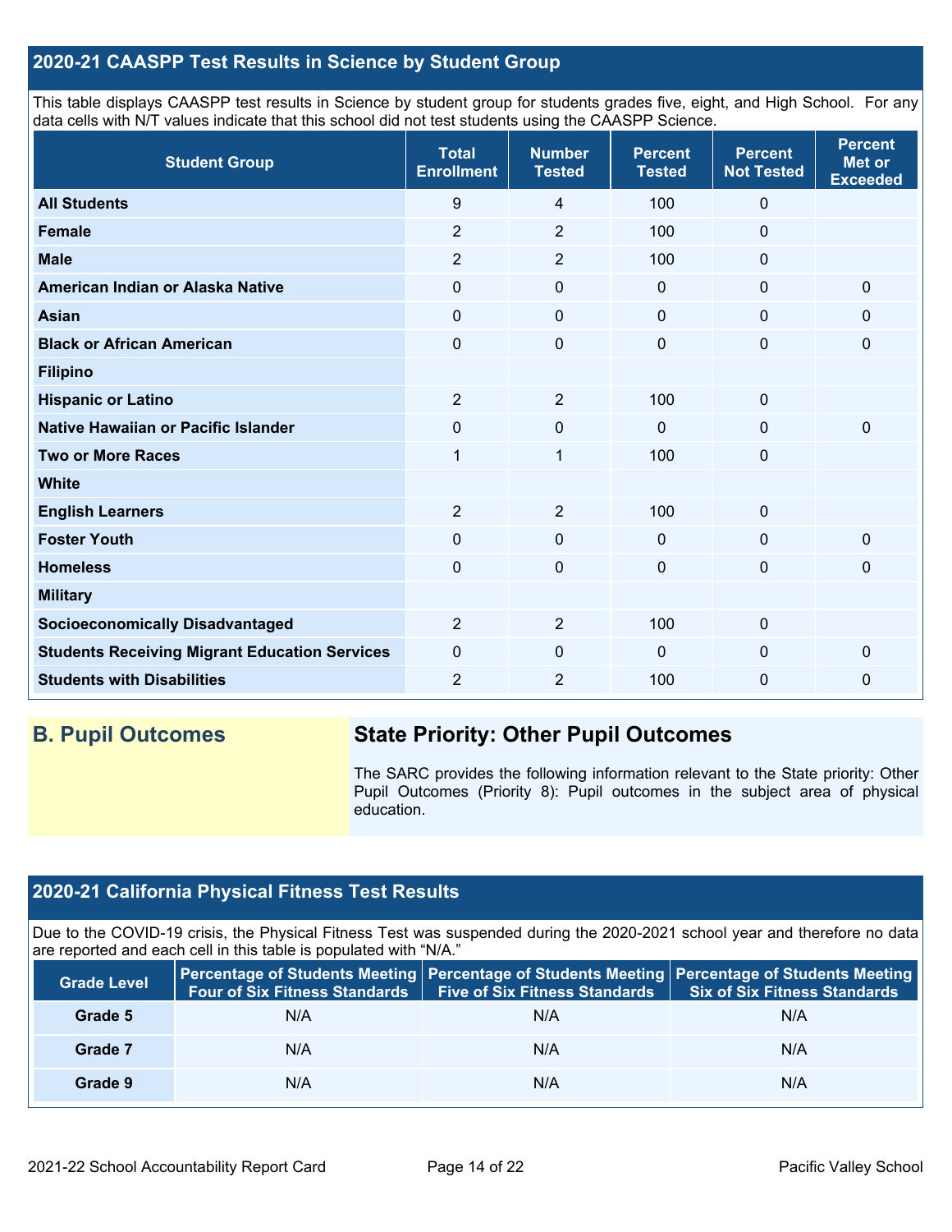## 2020-21 CAASPP Test Results in Science by Student Group

This table displays CAASPP test results in Science by student group for students grades five, eight, and High School. For any data cells with N/T values indicate that this school did not test students using the CAASPP Science.

| Student Group | Total Enrollment | Number Tested | Percent Tested | Percent Not Tested | Percent Met or Exceeded |
|---|---|---|---|---|---|
| **All Students** | 9 | 4 | 100 | 0 | |
| **Female** | 2 | 2 | 100 | 0 | |
| **Male** | 2 | 2 | 100 | 0 | |
| **American Indian or Alaska Native** | 0 | 0 | 0 | 0 | 0 |
| **Asian** | 0 | 0 | 0 | 0 | 0 |
| **Black or African American** | 0 | 0 | 0 | 0 | 0 |
| **Filipino** | | | | | |
| **Hispanic or Latino** | 2 | 2 | 100 | 0 | |
| **Native Hawaiian or Pacific Islander** | 0 | 0 | 0 | 0 | 0 |
| **Two or More Races** | 1 | 1 | 100 | 0 | |
| **White** | | | | | |
| **English Learners** | 2 | 2 | 100 | 0 | |
| **Foster Youth** | 0 | 0 | 0 | 0 | 0 |
| **Homeless** | 0 | 0 | 0 | 0 | 0 |
| **Military** | | | | | |
| **Socioeconomically Disadvantaged** | 2 | 2 | 100 | 0 | |
| **Students Receiving Migrant Education Services** | 0 | 0 | 0 | 0 | 0 |
| **Students with Disabilities** | 2 | 2 | 100 | 0 | 0 |

## B. Pupil Outcomes

### State Priority: Other Pupil Outcomes

The SARC provides the following information relevant to the State priority: Other Pupil Outcomes (Priority 8): Pupil outcomes in the subject area of physical education.

## 2020-21 California Physical Fitness Test Results

Due to the COVID-19 crisis, the Physical Fitness Test was suspended during the 2020-2021 school year and therefore no data are reported and each cell in this table is populated with "N/A."

| Grade Level | Percentage of Students Meeting Four of Six Fitness Standards | Percentage of Students Meeting Five of Six Fitness Standards | Percentage of Students Meeting Six of Six Fitness Standards |
|---|---|---|---|
| **Grade 5** | N/A | N/A | N/A |
| **Grade 7** | N/A | N/A | N/A |
| **Grade 9** | N/A | N/A | N/A |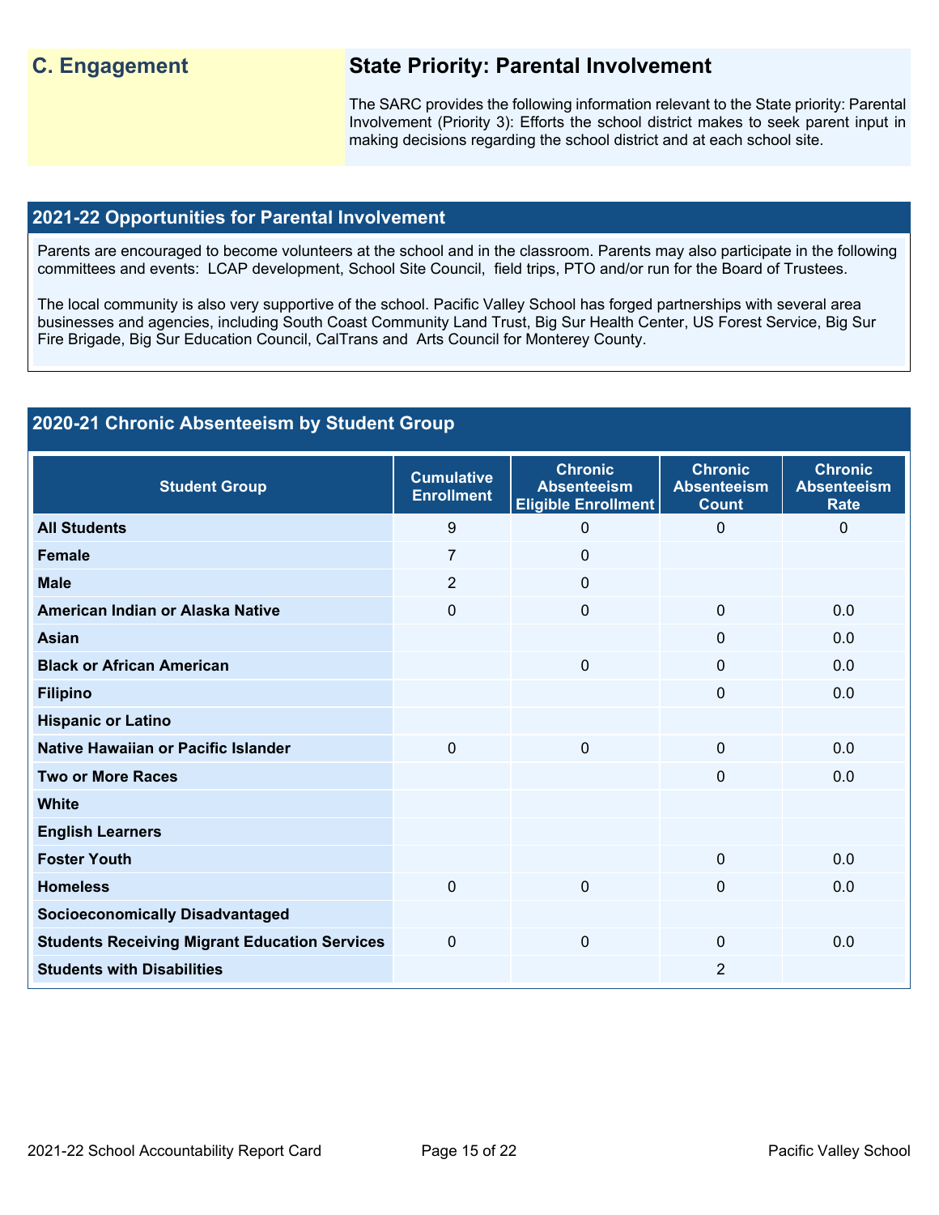## C. Engagement

### State Priority: Parental Involvement

The SARC provides the following information relevant to the State priority: Parental Involvement (Priority 3): Efforts the school district makes to seek parent input in making decisions regarding the school district and at each school site.

## 2021-22 Opportunities for Parental Involvement

Parents are encouraged to become volunteers at the school and in the classroom. Parents may also participate in the following committees and events: LCAP development, School Site Council, field trips, PTO and/or run for the Board of Trustees.

The local community is also very supportive of the school. Pacific Valley School has forged partnerships with several area businesses and agencies, including South Coast Community Land Trust, Big Sur Health Center, US Forest Service, Big Sur Fire Brigade, Big Sur Education Council, CalTrans and Arts Council for Monterey County.

## 2020-21 Chronic Absenteeism by Student Group

| Student Group | Cumulative Enrollment | Chronic Absenteeism Eligible Enrollment | Chronic Absenteeism Count | Chronic Absenteeism Rate |
|---|---|---|---|---|
| All Students | 9 | 0 | 0 | 0 |
| Female | 7 | 0 | | |
| Male | 2 | 0 | | |
| American Indian or Alaska Native | 0 | 0 | 0 | 0.0 |
| Asian | | | 0 | 0.0 |
| Black or African American | | 0 | 0 | 0.0 |
| Filipino | | | 0 | 0.0 |
| Hispanic or Latino | | | | |
| Native Hawaiian or Pacific Islander | 0 | 0 | 0 | 0.0 |
| Two or More Races | | | 0 | 0.0 |
| White | | | | |
| English Learners | | | | |
| Foster Youth | | | 0 | 0.0 |
| Homeless | 0 | 0 | 0 | 0.0 |
| Socioeconomically Disadvantaged | | | | |
| Students Receiving Migrant Education Services | 0 | 0 | 0 | 0.0 |
| Students with Disabilities | | | 2 | |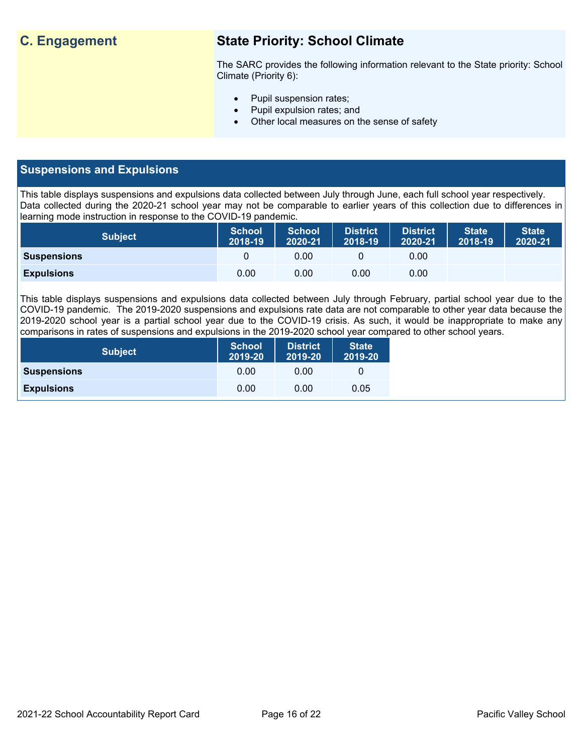## C. Engagement

### State Priority: School Climate

The SARC provides the following information relevant to the State priority: School Climate (Priority 6):

- Pupil suspension rates;
- Pupil expulsion rates; and
- Other local measures on the sense of safety

## Suspensions and Expulsions

This table displays suspensions and expulsions data collected between July through June, each full school year respectively. Data collected during the 2020-21 school year may not be comparable to earlier years of this collection due to differences in learning mode instruction in response to the COVID-19 pandemic.

| Subject | School 2018-19 | School 2020-21 | District 2018-19 | District 2020-21 | State 2018-19 | State 2020-21 |
|---|---|---|---|---|---|---|
| Suspensions | 0 | 0.00 | 0 | 0.00 | | |
| Expulsions | 0.00 | 0.00 | 0.00 | 0.00 | | |

This table displays suspensions and expulsions data collected between July through February, partial school year due to the COVID-19 pandemic. The 2019-2020 suspensions and expulsions rate data are not comparable to other year data because the 2019-2020 school year is a partial school year due to the COVID-19 crisis. As such, it would be inappropriate to make any comparisons in rates of suspensions and expulsions in the 2019-2020 school year compared to other school years.

| Subject | School 2019-20 | District 2019-20 | State 2019-20 |
|---|---|---|---|
| Suspensions | 0.00 | 0.00 | 0 |
| Expulsions | 0.00 | 0.00 | 0.05 |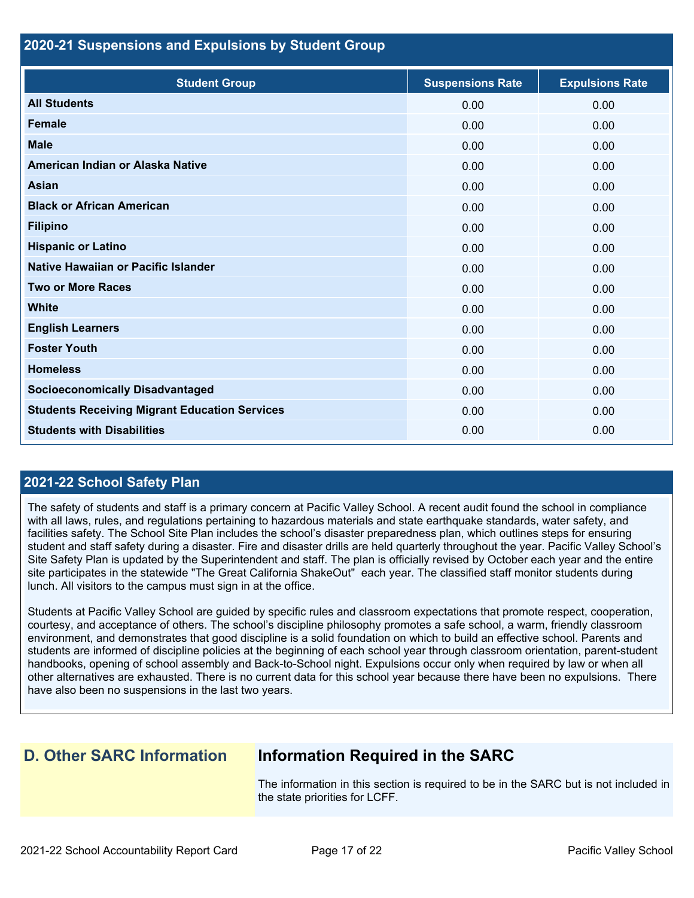## 2020-21 Suspensions and Expulsions by Student Group

| Student Group | Suspensions Rate | Expulsions Rate |
|---|---|---|
| **All Students** | 0.00 | 0.00 |
| **Female** | 0.00 | 0.00 |
| **Male** | 0.00 | 0.00 |
| **American Indian or Alaska Native** | 0.00 | 0.00 |
| **Asian** | 0.00 | 0.00 |
| **Black or African American** | 0.00 | 0.00 |
| **Filipino** | 0.00 | 0.00 |
| **Hispanic or Latino** | 0.00 | 0.00 |
| **Native Hawaiian or Pacific Islander** | 0.00 | 0.00 |
| **Two or More Races** | 0.00 | 0.00 |
| **White** | 0.00 | 0.00 |
| **English Learners** | 0.00 | 0.00 |
| **Foster Youth** | 0.00 | 0.00 |
| **Homeless** | 0.00 | 0.00 |
| **Socioeconomically Disadvantaged** | 0.00 | 0.00 |
| **Students Receiving Migrant Education Services** | 0.00 | 0.00 |
| **Students with Disabilities** | 0.00 | 0.00 |

## 2021-22 School Safety Plan

The safety of students and staff is a primary concern at Pacific Valley School. A recent audit found the school in compliance with all laws, rules, and regulations pertaining to hazardous materials and state earthquake standards, water safety, and facilities safety. The School Site Plan includes the school's disaster preparedness plan, which outlines steps for ensuring student and staff safety during a disaster. Fire and disaster drills are held quarterly throughout the year. Pacific Valley School's Site Safety Plan is updated by the Superintendent and staff. The plan is officially revised by October each year and the entire site participates in the statewide "The Great California ShakeOut" each year. The classified staff monitor students during lunch. All visitors to the campus must sign in at the office.

Students at Pacific Valley School are guided by specific rules and classroom expectations that promote respect, cooperation, courtesy, and acceptance of others. The school's discipline philosophy promotes a safe school, a warm, friendly classroom environment, and demonstrates that good discipline is a solid foundation on which to build an effective school. Parents and students are informed of discipline policies at the beginning of each school year through classroom orientation, parent-student handbooks, opening of school assembly and Back-to-School night. Expulsions occur only when required by law or when all other alternatives are exhausted. There is no current data for this school year because there have been no expulsions. There have also been no suspensions in the last two years.

## D. Other SARC Information

### Information Required in the SARC

The information in this section is required to be in the SARC but is not included in the state priorities for LCFF.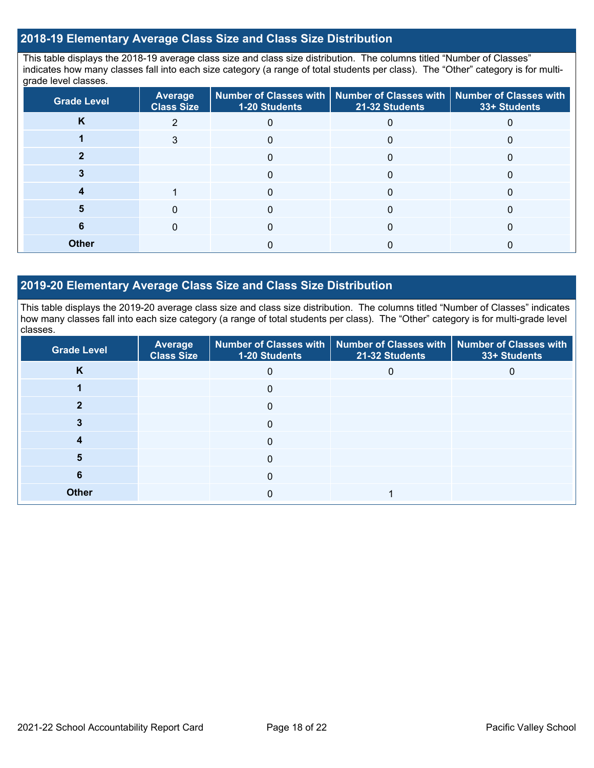## 2018-19 Elementary Average Class Size and Class Size Distribution

This table displays the 2018-19 average class size and class size distribution. The columns titled "Number of Classes" indicates how many classes fall into each size category (a range of total students per class). The "Other" category is for multi-grade level classes.

| Grade Level | Average Class Size | Number of Classes with 1-20 Students | Number of Classes with 21-32 Students | Number of Classes with 33+ Students |
|---|---|---|---|---|
| K | 2 | 0 | 0 | 0 |
| 1 | 3 | 0 | 0 | 0 |
| 2 | | 0 | 0 | 0 |
| 3 | | 0 | 0 | 0 |
| 4 | 1 | 0 | 0 | 0 |
| 5 | 0 | 0 | 0 | 0 |
| 6 | 0 | 0 | 0 | 0 |
| Other | | 0 | 0 | 0 |

## 2019-20 Elementary Average Class Size and Class Size Distribution

This table displays the 2019-20 average class size and class size distribution. The columns titled "Number of Classes" indicates how many classes fall into each size category (a range of total students per class). The "Other" category is for multi-grade level classes.

| Grade Level | Average Class Size | Number of Classes with 1-20 Students | Number of Classes with 21-32 Students | Number of Classes with 33+ Students |
|---|---|---|---|---|
| K | | 0 | 0 | 0 |
| 1 | | 0 | | |
| 2 | | 0 | | |
| 3 | | 0 | | |
| 4 | | 0 | | |
| 5 | | 0 | | |
| 6 | | 0 | | |
| Other | | 0 | 1 | |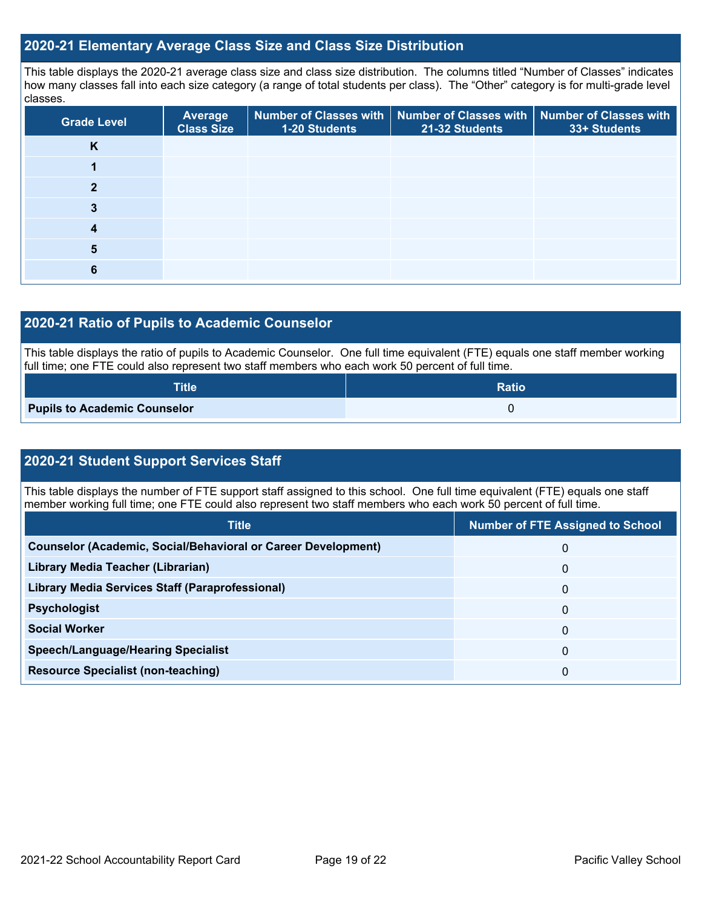## 2020-21 Elementary Average Class Size and Class Size Distribution

This table displays the 2020-21 average class size and class size distribution. The columns titled "Number of Classes" indicates how many classes fall into each size category (a range of total students per class). The "Other" category is for multi-grade level classes.

| Grade Level | Average Class Size | Number of Classes with 1-20 Students | Number of Classes with 21-32 Students | Number of Classes with 33+ Students |
|---|---|---|---|---|
| K | | | | |
| 1 | | | | |
| 2 | | | | |
| 3 | | | | |
| 4 | | | | |
| 5 | | | | |
| 6 | | | | |

## 2020-21 Ratio of Pupils to Academic Counselor

This table displays the ratio of pupils to Academic Counselor. One full time equivalent (FTE) equals one staff member working full time; one FTE could also represent two staff members who each work 50 percent of full time.

| Title | Ratio |
|---|---|
| **Pupils to Academic Counselor** | 0 |

## 2020-21 Student Support Services Staff

This table displays the number of FTE support staff assigned to this school. One full time equivalent (FTE) equals one staff member working full time; one FTE could also represent two staff members who each work 50 percent of full time.

| Title | Number of FTE Assigned to School |
|---|---|
| **Counselor (Academic, Social/Behavioral or Career Development)** | 0 |
| **Library Media Teacher (Librarian)** | 0 |
| **Library Media Services Staff (Paraprofessional)** | 0 |
| **Psychologist** | 0 |
| **Social Worker** | 0 |
| **Speech/Language/Hearing Specialist** | 0 |
| **Resource Specialist (non-teaching)** | 0 |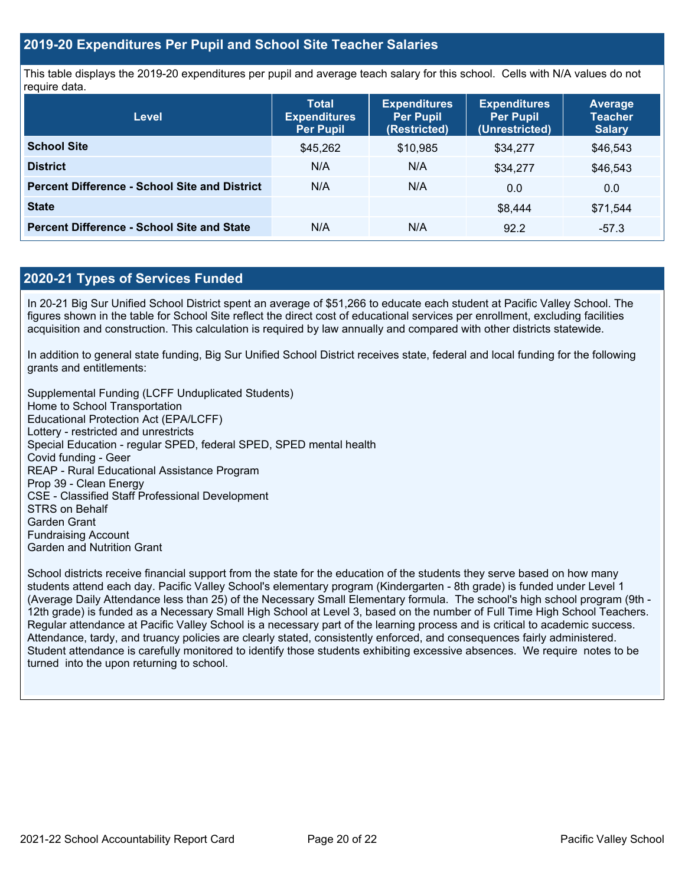## 2019-20 Expenditures Per Pupil and School Site Teacher Salaries

This table displays the 2019-20 expenditures per pupil and average teach salary for this school. Cells with N/A values do not require data.

| Level | Total Expenditures Per Pupil | Expenditures Per Pupil (Restricted) | Expenditures Per Pupil (Unrestricted) | Average Teacher Salary |
|---|---|---|---|---|
| **School Site** | $45,262 | $10,985 | $34,277 | $46,543 |
| **District** | N/A | N/A | $34,277 | $46,543 |
| **Percent Difference - School Site and District** | N/A | N/A | 0.0 | 0.0 |
| **State** | | | $8,444 | $71,544 |
| **Percent Difference - School Site and State** | N/A | N/A | 92.2 | -57.3 |

## 2020-21 Types of Services Funded

In 20-21 Big Sur Unified School District spent an average of $51,266 to educate each student at Pacific Valley School. The figures shown in the table for School Site reflect the direct cost of educational services per enrollment, excluding facilities acquisition and construction. This calculation is required by law annually and compared with other districts statewide.

In addition to general state funding, Big Sur Unified School District receives state, federal and local funding for the following grants and entitlements:

Supplemental Funding (LCFF Unduplicated Students)
Home to School Transportation
Educational Protection Act (EPA/LCFF)
Lottery - restricted and unrestricts
Special Education - regular SPED, federal SPED, SPED mental health
Covid funding - Geer
REAP - Rural Educational Assistance Program
Prop 39 - Clean Energy
CSE - Classified Staff Professional Development
STRS on Behalf
Garden Grant
Fundraising Account
Garden and Nutrition Grant

School districts receive financial support from the state for the education of the students they serve based on how many students attend each day. Pacific Valley School's elementary program (Kindergarten - 8th grade) is funded under Level 1 (Average Daily Attendance less than 25) of the Necessary Small Elementary formula. The school's high school program (9th - 12th grade) is funded as a Necessary Small High School at Level 3, based on the number of Full Time High School Teachers. Regular attendance at Pacific Valley School is a necessary part of the learning process and is critical to academic success. Attendance, tardy, and truancy policies are clearly stated, consistently enforced, and consequences fairly administered. Student attendance is carefully monitored to identify those students exhibiting excessive absences. We require notes to be turned into the upon returning to school.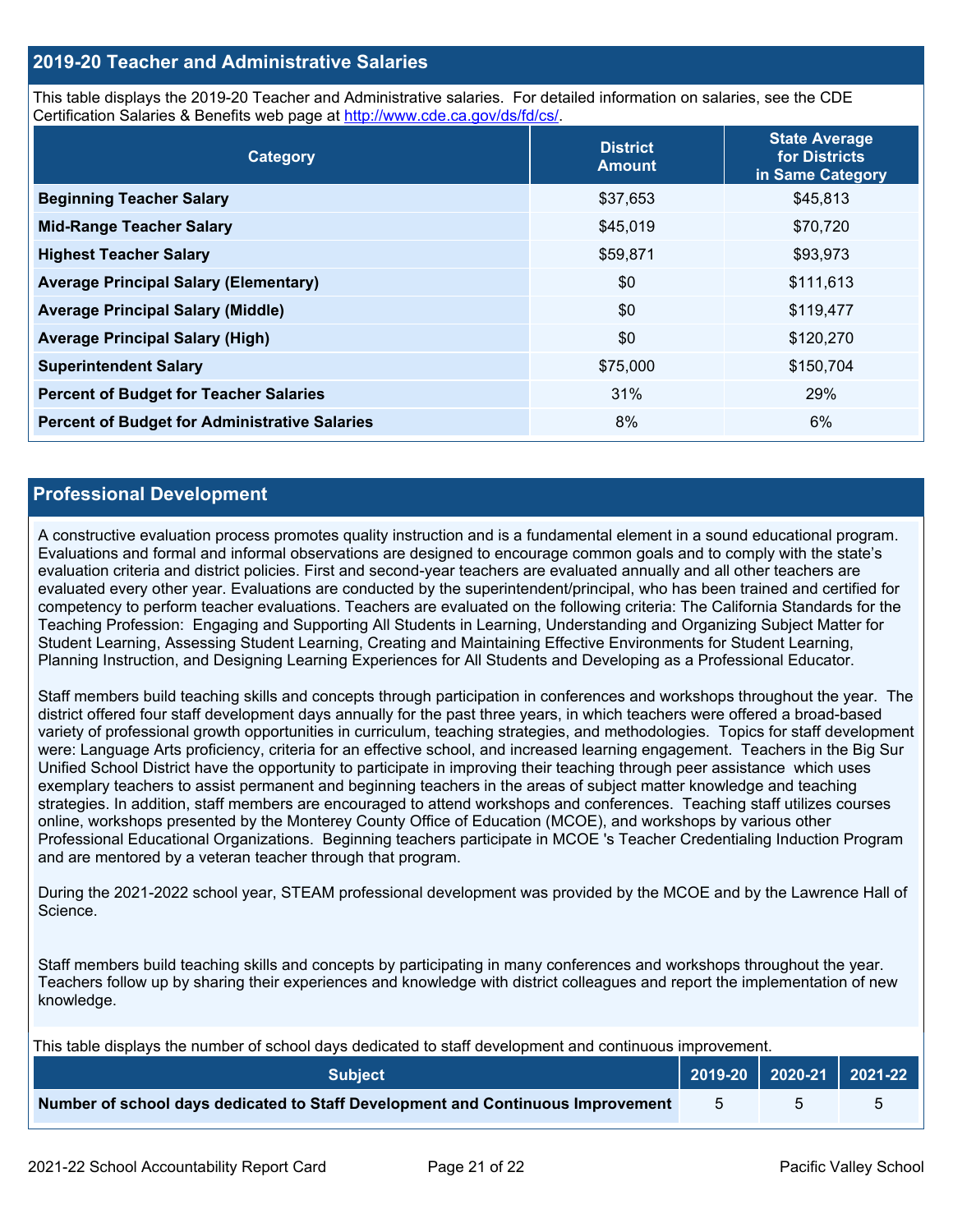## 2019-20 Teacher and Administrative Salaries

This table displays the 2019-20 Teacher and Administrative salaries. For detailed information on salaries, see the CDE Certification Salaries & Benefits web page at http://www.cde.ca.gov/ds/fd/cs/.

| Category | District Amount | State Average for Districts in Same Category |
|---|---|---|
| **Beginning Teacher Salary** | $37,653 | $45,813 |
| **Mid-Range Teacher Salary** | $45,019 | $70,720 |
| **Highest Teacher Salary** | $59,871 | $93,973 |
| **Average Principal Salary (Elementary)** | $0 | $111,613 |
| **Average Principal Salary (Middle)** | $0 | $119,477 |
| **Average Principal Salary (High)** | $0 | $120,270 |
| **Superintendent Salary** | $75,000 | $150,704 |
| **Percent of Budget for Teacher Salaries** | 31% | 29% |
| **Percent of Budget for Administrative Salaries** | 8% | 6% |

## Professional Development

A constructive evaluation process promotes quality instruction and is a fundamental element in a sound educational program. Evaluations and formal and informal observations are designed to encourage common goals and to comply with the state's evaluation criteria and district policies. First and second-year teachers are evaluated annually and all other teachers are evaluated every other year. Evaluations are conducted by the superintendent/principal, who has been trained and certified for competency to perform teacher evaluations. Teachers are evaluated on the following criteria: The California Standards for the Teaching Profession: Engaging and Supporting All Students in Learning, Understanding and Organizing Subject Matter for Student Learning, Assessing Student Learning, Creating and Maintaining Effective Environments for Student Learning, Planning Instruction, and Designing Learning Experiences for All Students and Developing as a Professional Educator.

Staff members build teaching skills and concepts through participation in conferences and workshops throughout the year. The district offered four staff development days annually for the past three years, in which teachers were offered a broad-based variety of professional growth opportunities in curriculum, teaching strategies, and methodologies. Topics for staff development were: Language Arts proficiency, criteria for an effective school, and increased learning engagement. Teachers in the Big Sur Unified School District have the opportunity to participate in improving their teaching through peer assistance which uses exemplary teachers to assist permanent and beginning teachers in the areas of subject matter knowledge and teaching strategies. In addition, staff members are encouraged to attend workshops and conferences. Teaching staff utilizes courses online, workshops presented by the Monterey County Office of Education (MCOE), and workshops by various other Professional Educational Organizations. Beginning teachers participate in MCOE 's Teacher Credentialing Induction Program and are mentored by a veteran teacher through that program.

During the 2021-2022 school year, STEAM professional development was provided by the MCOE and by the Lawrence Hall of Science.

Staff members build teaching skills and concepts by participating in many conferences and workshops throughout the year. Teachers follow up by sharing their experiences and knowledge with district colleagues and report the implementation of new knowledge.

This table displays the number of school days dedicated to staff development and continuous improvement.

| Subject | 2019-20 | 2020-21 | 2021-22 |
|---|---|---|---|
| **Number of school days dedicated to Staff Development and Continuous Improvement** | 5 | 5 | 5 |